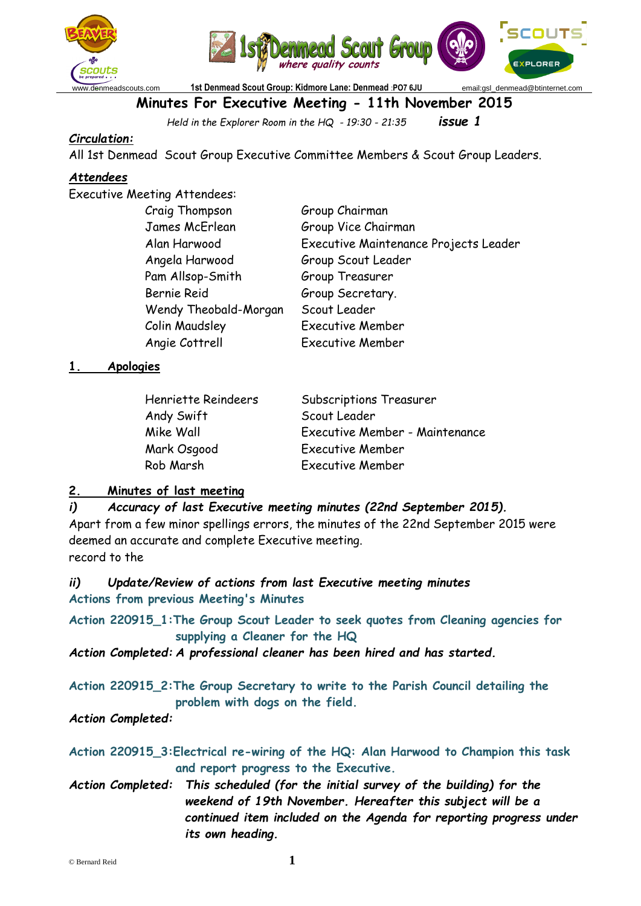www.denmeadscouts.com 1st Denmead Scout Group: Kidmore Lane: Denmead :PO7 6JU email:gsl_denmead@btinternet.com

# Minutes For Executive Meeting - 11th November 2015

*Held in the Explorer Room in the HQ - 19:30 - 21:35* ***issue 1***

***Circulation:***

All 1st Denmead Scout Group Executive Committee Members & Scout Group Leaders.

***Attendees***

Executive Meeting Attendees:

| | |
|---|---|
| Craig Thompson | Group Chairman |
| James McErlean | Group Vice Chairman |
| Alan Harwood | Executive Maintenance Projects Leader |
| Angela Harwood | Group Scout Leader |
| Pam Allsop-Smith | Group Treasurer |
| Bernie Reid | Group Secretary. |
| Wendy Theobald-Morgan | Scout Leader |
| Colin Maudsley | Executive Member |
| Angie Cottrell | Executive Member |

## 1. Apologies

| | |
|---|---|
| Henriette Reindeers | Subscriptions Treasurer |
| Andy Swift | Scout Leader |
| Mike Wall | Executive Member - Maintenance |
| Mark Osgood | Executive Member |
| Rob Marsh | Executive Member |

## 2. Minutes of last meeting

***i) Accuracy of last Executive meeting minutes (22nd September 2015).***

Apart from a few minor spellings errors, the minutes of the 22nd September 2015 were deemed an accurate and complete Executive meeting.
record to the

***ii) Update/Review of actions from last Executive meeting minutes***

**Actions from previous Meeting's Minutes**

**Action 220915_1:The Group Scout Leader to seek quotes from Cleaning agencies for supplying a Cleaner for the HQ**

***Action Completed: A professional cleaner has been hired and has started.***

**Action 220915_2:The Group Secretary to write to the Parish Council detailing the problem with dogs on the field.**

***Action Completed:***

**Action 220915_3:Electrical re-wiring of the HQ: Alan Harwood to Champion this task and report progress to the Executive.**

***Action Completed: This scheduled (for the initial survey of the building) for the weekend of 19th November. Hereafter this subject will be a continued item included on the Agenda for reporting progress under its own heading.***

© Bernard Reid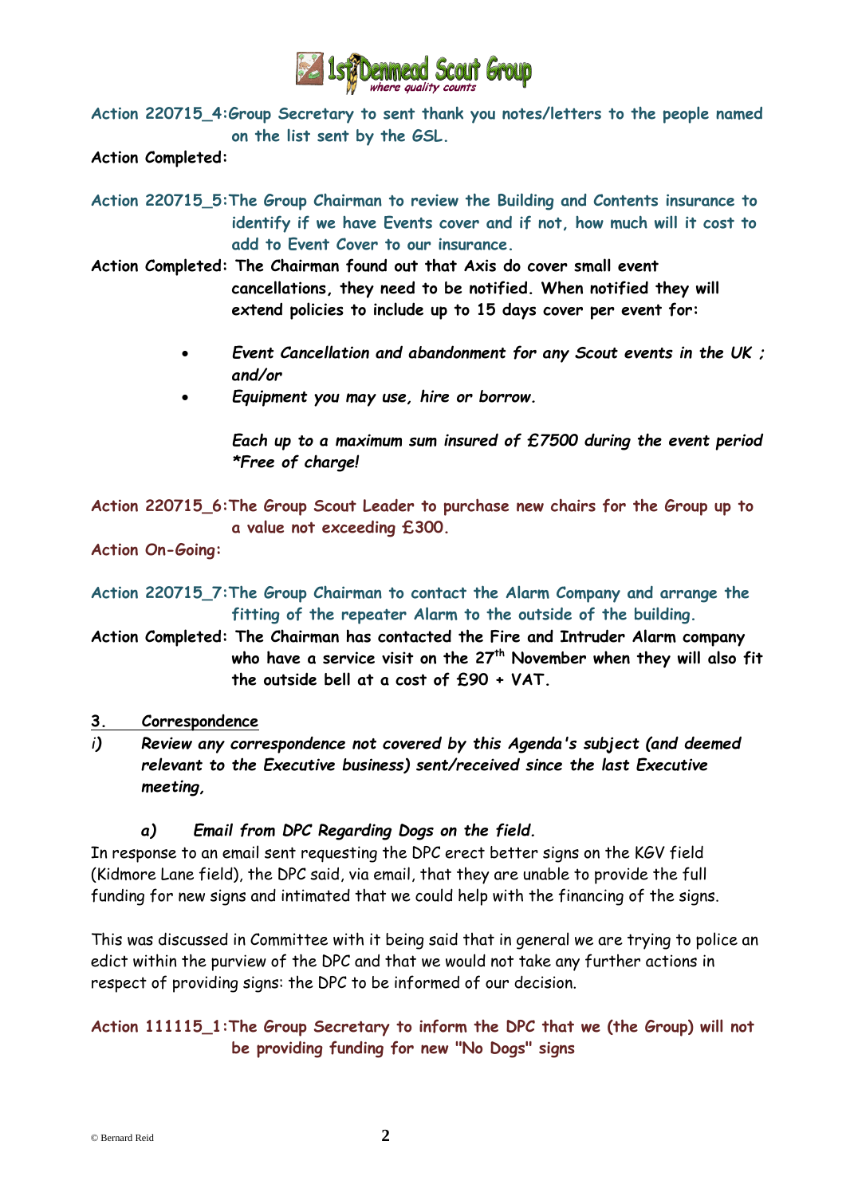**Action 220715_4:** Group Secretary to sent thank you notes/letters to the people named on the list sent by the GSL.

**Action Completed:**

**Action 220715_5:** The Group Chairman to review the Building and Contents insurance to identify if we have Events cover and if not, how much will it cost to add to Event Cover to our insurance.

**Action Completed:** The Chairman found out that Axis do cover small event cancellations, they need to be notified. When notified they will extend policies to include up to 15 days cover per event for:

- *Event Cancellation and abandonment for any Scout events in the UK ; and/or*
- *Equipment you may use, hire or borrow.*

*Each up to a maximum sum insured of £7500 during the event period *Free of charge!*

**Action 220715_6:** The Group Scout Leader to purchase new chairs for the Group up to a value not exceeding £300.

**Action On-Going:**

**Action 220715_7:** The Group Chairman to contact the Alarm Company and arrange the fitting of the repeater Alarm to the outside of the building.

**Action Completed:** The Chairman has contacted the Fire and Intruder Alarm company who have a service visit on the 27th November when they will also fit the outside bell at a cost of £90 + VAT.

## 3. Correspondence

*i) Review any correspondence not covered by this Agenda's subject (and deemed relevant to the Executive business) sent/received since the last Executive meeting,*

### *a) Email from DPC Regarding Dogs on the field.*

In response to an email sent requesting the DPC erect better signs on the KGV field (Kidmore Lane field), the DPC said, via email, that they are unable to provide the full funding for new signs and intimated that we could help with the financing of the signs.

This was discussed in Committee with it being said that in general we are trying to police an edict within the purview of the DPC and that we would not take any further actions in respect of providing signs: the DPC to be informed of our decision.

**Action 111115_1:** The Group Secretary to inform the DPC that we (the Group) will not be providing funding for new "No Dogs" signs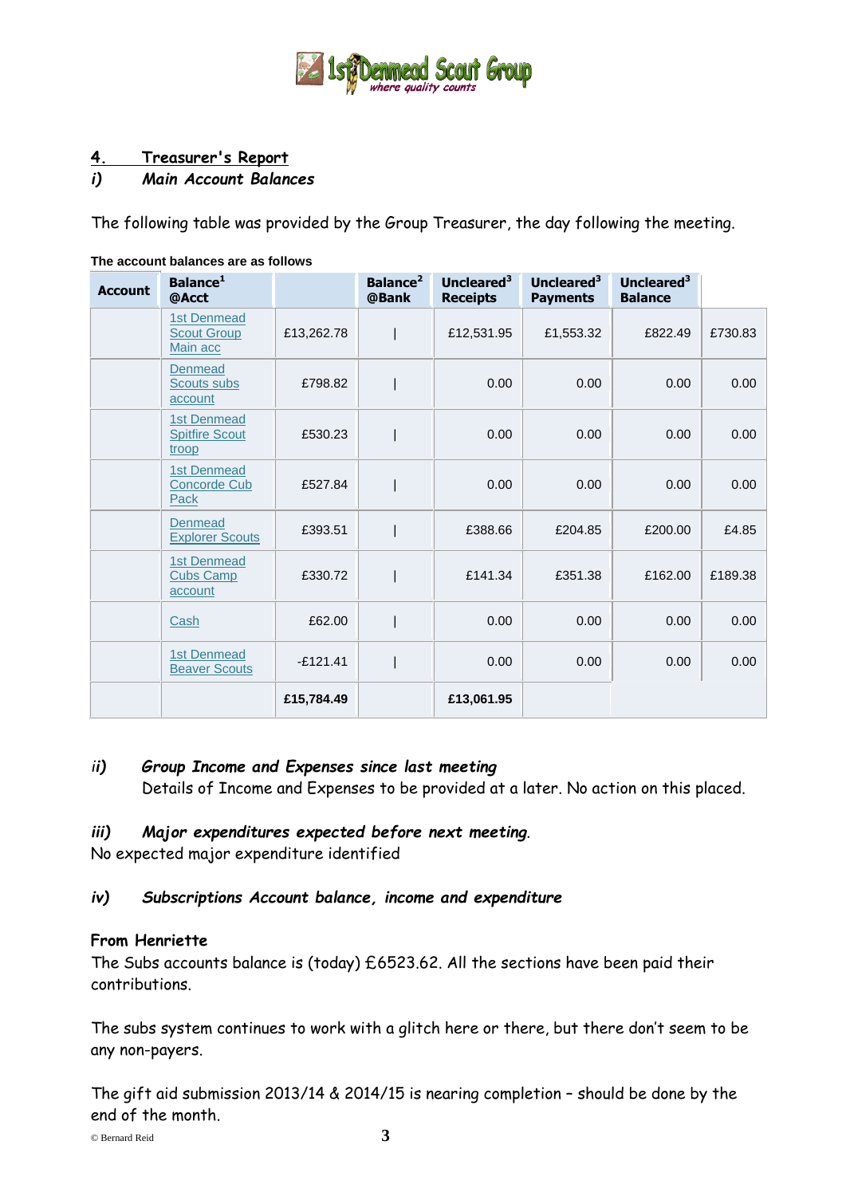## 4. Treasurer's Report

### *i) Main Account Balances*

The following table was provided by the Group Treasurer, the day following the meeting.

**The account balances are as follows**

| Account | Balance[1] @Acct | | Balance[2] @Bank | Uncleared[3] Receipts | Uncleared[3] Payments | Uncleared[3] Balance | |
|---|---|---|---|---|---|---|---|
| | 1st Denmead Scout Group Main acc | £13,262.78 | \| | £12,531.95 | £1,553.32 | £822.49 | £730.83 |
| | Denmead Scouts subs account | £798.82 | \| | 0.00 | 0.00 | 0.00 | 0.00 |
| | 1st Denmead Spitfire Scout troop | £530.23 | \| | 0.00 | 0.00 | 0.00 | 0.00 |
| | 1st Denmead Concorde Cub Pack | £527.84 | \| | 0.00 | 0.00 | 0.00 | 0.00 |
| | Denmead Explorer Scouts | £393.51 | \| | £388.66 | £204.85 | £200.00 | £4.85 |
| | 1st Denmead Cubs Camp account | £330.72 | \| | £141.34 | £351.38 | £162.00 | £189.38 |
| | Cash | £62.00 | \| | 0.00 | 0.00 | 0.00 | 0.00 |
| | 1st Denmead Beaver Scouts | -£121.41 | \| | 0.00 | 0.00 | 0.00 | 0.00 |
| | | **£15,784.49** | | **£13,061.95** | | | |

### *ii) Group Income and Expenses since last meeting*

Details of Income and Expenses to be provided at a later. No action on this placed.

### *iii) Major expenditures expected before next meeting.*

No expected major expenditure identified

### *iv) Subscriptions Account balance, income and expenditure*

**From Henriette**

The Subs accounts balance is (today) £6523.62. All the sections have been paid their contributions.

The subs system continues to work with a glitch here or there, but there don't seem to be any non-payers.

The gift aid submission 2013/14 & 2014/15 is nearing completion – should be done by the end of the month.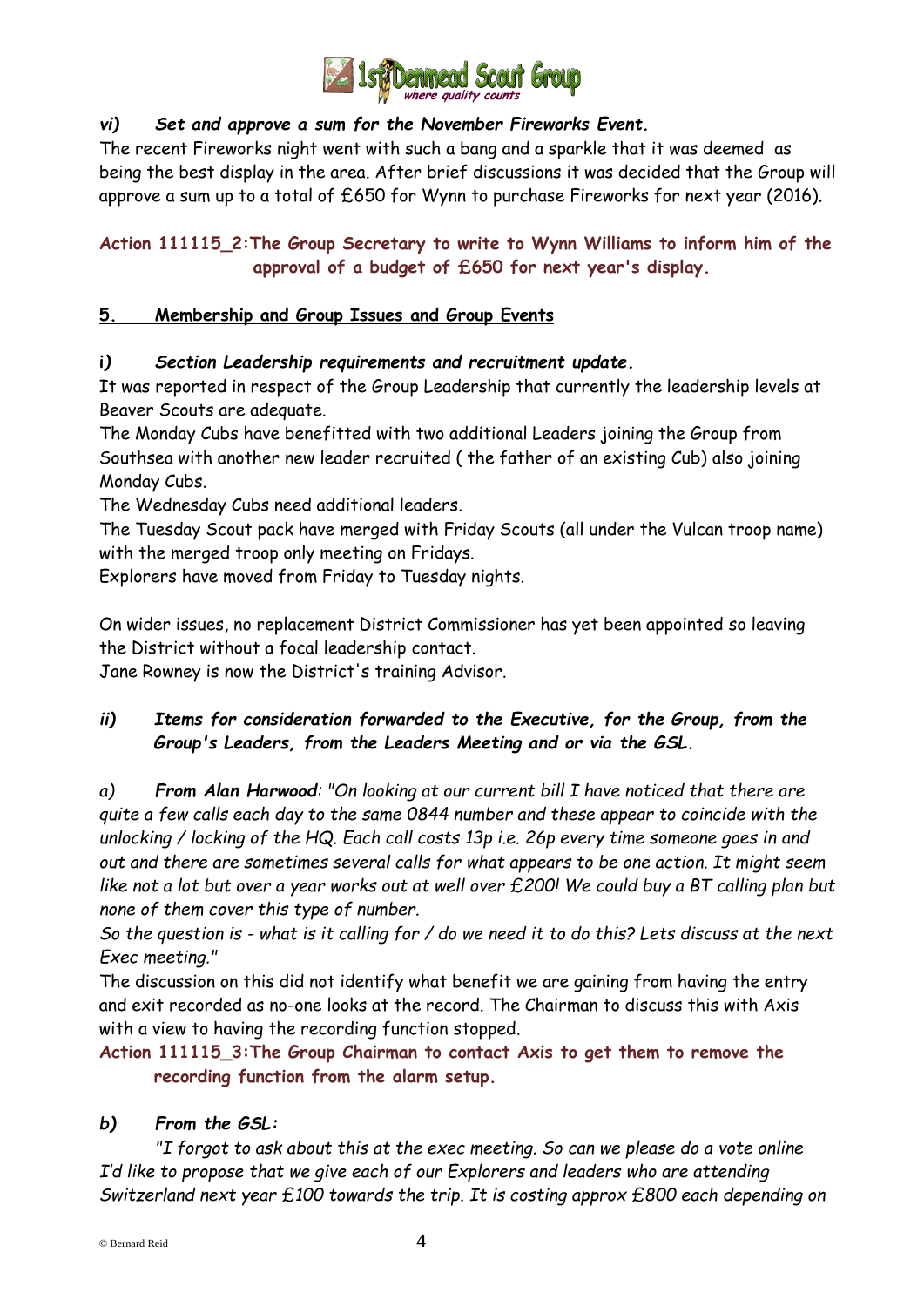### *vi) Set and approve a sum for the November Fireworks Event.*

The recent Fireworks night went with such a bang and a sparkle that it was deemed as being the best display in the area. After brief discussions it was decided that the Group will approve a sum up to a total of £650 for Wynn to purchase Fireworks for next year (2016).

**Action 111115_2:The Group Secretary to write to Wynn Williams to inform him of the approval of a budget of £650 for next year's display.**

## 5. Membership and Group Issues and Group Events

### *i) Section Leadership requirements and recruitment update.*

It was reported in respect of the Group Leadership that currently the leadership levels at Beaver Scouts are adequate.

The Monday Cubs have benefitted with two additional Leaders joining the Group from Southsea with another new leader recruited ( the father of an existing Cub) also joining Monday Cubs.

The Wednesday Cubs need additional leaders.

The Tuesday Scout pack have merged with Friday Scouts (all under the Vulcan troop name) with the merged troop only meeting on Fridays.

Explorers have moved from Friday to Tuesday nights.

On wider issues, no replacement District Commissioner has yet been appointed so leaving the District without a focal leadership contact.

Jane Rowney is now the District's training Advisor.

### *ii) Items for consideration forwarded to the Executive, for the Group, from the Group's Leaders, from the Leaders Meeting and or via the GSL.*

*a) **From Alan Harwood**: "On looking at our current bill I have noticed that there are quite a few calls each day to the same 0844 number and these appear to coincide with the unlocking / locking of the HQ. Each call costs 13p i.e. 26p every time someone goes in and out and there are sometimes several calls for what appears to be one action. It might seem like not a lot but over a year works out at well over £200! We could buy a BT calling plan but none of them cover this type of number.*

*So the question is - what is it calling for / do we need it to do this? Lets discuss at the next Exec meeting."*

The discussion on this did not identify what benefit we are gaining from having the entry and exit recorded as no-one looks at the record. The Chairman to discuss this with Axis with a view to having the recording function stopped.

**Action 111115_3:The Group Chairman to contact Axis to get them to remove the recording function from the alarm setup.**

***b) From the GSL:***

*"I forgot to ask about this at the exec meeting. So can we please do a vote online I'd like to propose that we give each of our Explorers and leaders who are attending Switzerland next year £100 towards the trip. It is costing approx £800 each depending on*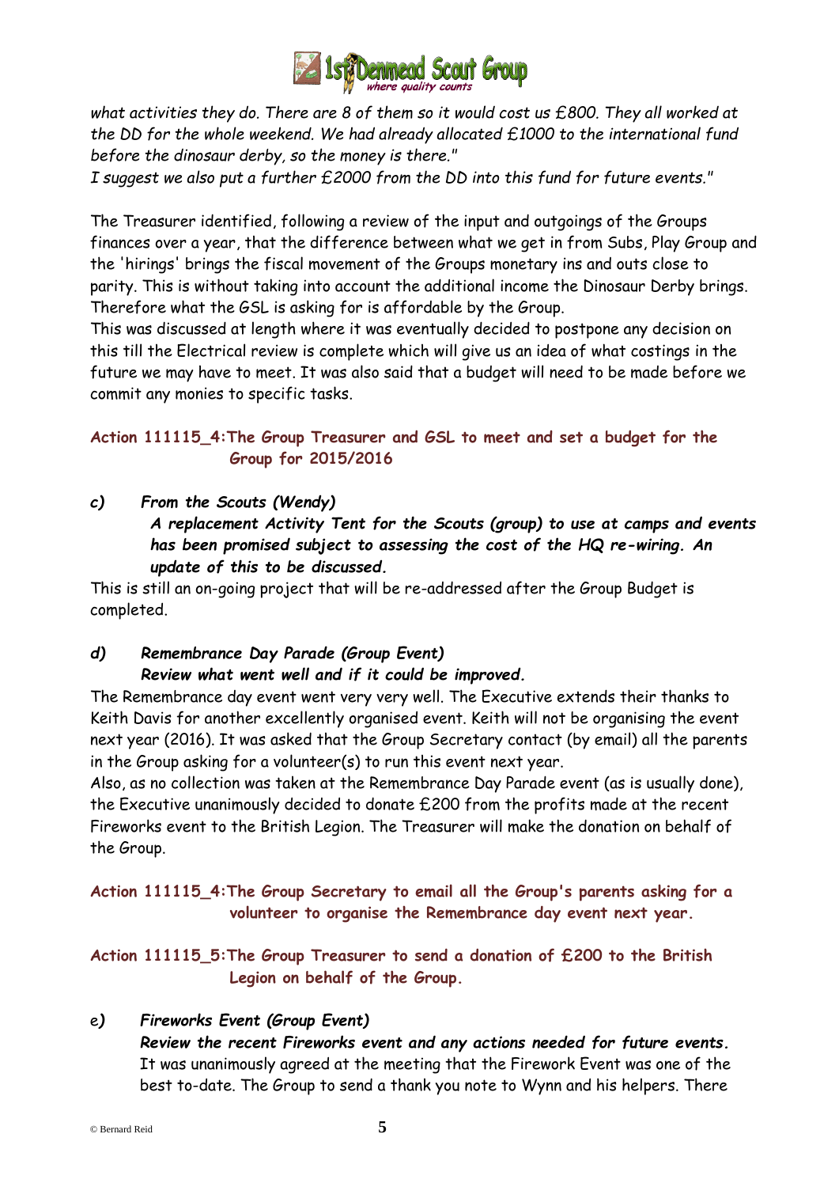*what activities they do. There are 8 of them so it would cost us £800. They all worked at the DD for the whole weekend. We had already allocated £1000 to the international fund before the dinosaur derby, so the money is there."*

*I suggest we also put a further £2000 from the DD into this fund for future events."*

The Treasurer identified, following a review of the input and outgoings of the Groups finances over a year, that the difference between what we get in from Subs, Play Group and the 'hirings' brings the fiscal movement of the Groups monetary ins and outs close to parity. This is without taking into account the additional income the Dinosaur Derby brings. Therefore what the GSL is asking for is affordable by the Group.

This was discussed at length where it was eventually decided to postpone any decision on this till the Electrical review is complete which will give us an idea of what costings in the future we may have to meet. It was also said that a budget will need to be made before we commit any monies to specific tasks.

**Action 111115_4: The Group Treasurer and GSL to meet and set a budget for the Group for 2015/2016**

***c) From the Scouts (Wendy)***

***A replacement Activity Tent for the Scouts (group) to use at camps and events has been promised subject to assessing the cost of the HQ re-wiring. An update of this to be discussed.***

This is still an on-going project that will be re-addressed after the Group Budget is completed.

***d) Remembrance Day Parade (Group Event)***

***Review what went well and if it could be improved.***

The Remembrance day event went very very well. The Executive extends their thanks to Keith Davis for another excellently organised event. Keith will not be organising the event next year (2016). It was asked that the Group Secretary contact (by email) all the parents in the Group asking for a volunteer(s) to run this event next year.

Also, as no collection was taken at the Remembrance Day Parade event (as is usually done), the Executive unanimously decided to donate £200 from the profits made at the recent Fireworks event to the British Legion. The Treasurer will make the donation on behalf of the Group.

**Action 111115_4: The Group Secretary to email all the Group's parents asking for a volunteer to organise the Remembrance day event next year.**

**Action 111115_5: The Group Treasurer to send a donation of £200 to the British Legion on behalf of the Group.**

***e) Fireworks Event (Group Event)***

***Review the recent Fireworks event and any actions needed for future events.***

It was unanimously agreed at the meeting that the Firework Event was one of the best to-date. The Group to send a thank you note to Wynn and his helpers. There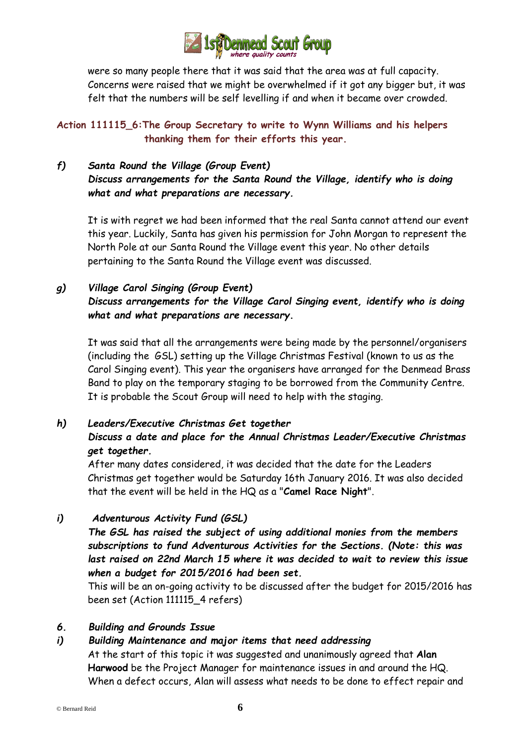were so many people there that it was said that the area was at full capacity. Concerns were raised that we might be overwhelmed if it got any bigger but, it was felt that the numbers will be self levelling if and when it became over crowded.

**Action 111115_6:The Group Secretary to write to Wynn Williams and his helpers thanking them for their efforts this year.**

*f)* ***Santa Round the Village (Group Event)***
***Discuss arrangements for the Santa Round the Village, identify who is doing what and what preparations are necessary.***

It is with regret we had been informed that the real Santa cannot attend our event this year. Luckily, Santa has given his permission for John Morgan to represent the North Pole at our Santa Round the Village event this year. No other details pertaining to the Santa Round the Village event was discussed.

*g)* ***Village Carol Singing (Group Event)***
***Discuss arrangements for the Village Carol Singing event, identify who is doing what and what preparations are necessary.***

It was said that all the arrangements were being made by the personnel/organisers (including the GSL) setting up the Village Christmas Festival (known to us as the Carol Singing event). This year the organisers have arranged for the Denmead Brass Band to play on the temporary staging to be borrowed from the Community Centre. It is probable the Scout Group will need to help with the staging.

*h)* ***Leaders/Executive Christmas Get together***
***Discuss a date and place for the Annual Christmas Leader/Executive Christmas get together.***
After many dates considered, it was decided that the date for the Leaders Christmas get together would be Saturday 16th January 2016. It was also decided that the event will be held in the HQ as a "**Camel Race Night**".

*i)* ***Adventurous Activity Fund (GSL)***
***The GSL has raised the subject of using additional monies from the members subscriptions to fund Adventurous Activities for the Sections. (Note: this was last raised on 22nd March 15 where it was decided to wait to review this issue when a budget for 2015/2016 had been set.***
This will be an on-going activity to be discussed after the budget for 2015/2016 has been set (Action 111115_4 refers)

*6.* ***Building and Grounds Issue***

*i)* ***Building Maintenance and major items that need addressing***
At the start of this topic it was suggested and unanimously agreed that **Alan Harwood** be the Project Manager for maintenance issues in and around the HQ. When a defect occurs, Alan will assess what needs to be done to effect repair and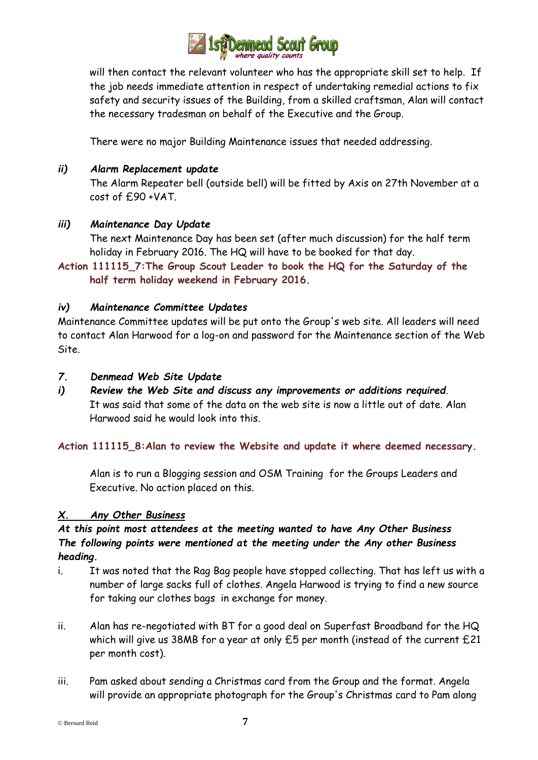will then contact the relevant volunteer who has the appropriate skill set to help. If the job needs immediate attention in respect of undertaking remedial actions to fix safety and security issues of the Building, from a skilled craftsman, Alan will contact the necessary tradesman on behalf of the Executive and the Group.

There were no major Building Maintenance issues that needed addressing.

***ii) Alarm Replacement update***

The Alarm Repeater bell (outside bell) will be fitted by Axis on 27th November at a cost of £90 +VAT.

***iii) Maintenance Day Update***

The next Maintenance Day has been set (after much discussion) for the half term holiday in February 2016. The HQ will have to be booked for that day.

**Action 111115_7:The Group Scout Leader to book the HQ for the Saturday of the half term holiday weekend in February 2016.**

***iv) Maintenance Committee Updates***

Maintenance Committee updates will be put onto the Group's web site. All leaders will need to contact Alan Harwood for a log-on and password for the Maintenance section of the Web Site.

***7. Denmead Web Site Update***

***i) Review the Web Site and discuss any improvements or additions required.***

It was said that some of the data on the web site is now a little out of date. Alan Harwood said he would look into this.

**Action 111115_8:Alan to review the Website and update it where deemed necessary.**

Alan is to run a Blogging session and OSM Training for the Groups Leaders and Executive. No action placed on this.

***X. Any Other Business***

***At this point most attendees at the meeting wanted to have Any Other Business The following points were mentioned at the meeting under the Any other Business heading.***

i. It was noted that the Rag Bag people have stopped collecting. That has left us with a number of large sacks full of clothes. Angela Harwood is trying to find a new source for taking our clothes bags in exchange for money.

ii. Alan has re-negotiated with BT for a good deal on Superfast Broadband for the HQ which will give us 38MB for a year at only £5 per month (instead of the current £21 per month cost).

iii. Pam asked about sending a Christmas card from the Group and the format. Angela will provide an appropriate photograph for the Group's Christmas card to Pam along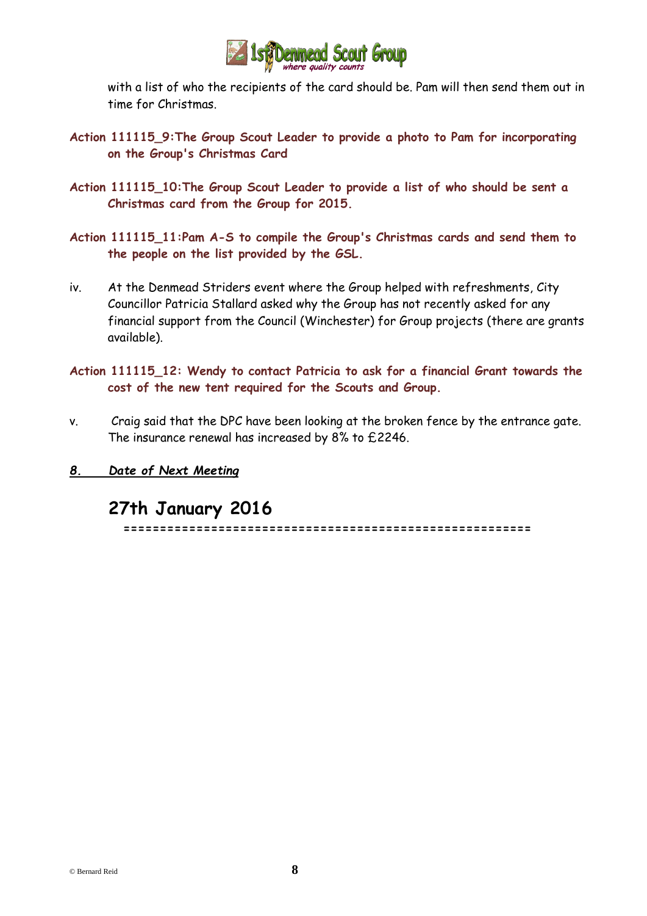with a list of who the recipients of the card should be. Pam will then send them out in time for Christmas.

**Action 111115_9:The Group Scout Leader to provide a photo to Pam for incorporating on the Group's Christmas Card**

**Action 111115_10:The Group Scout Leader to provide a list of who should be sent a Christmas card from the Group for 2015.**

**Action 111115_11:Pam A-S to compile the Group's Christmas cards and send them to the people on the list provided by the GSL.**

iv. At the Denmead Striders event where the Group helped with refreshments, City Councillor Patricia Stallard asked why the Group has not recently asked for any financial support from the Council (Winchester) for Group projects (there are grants available).

**Action 111115_12: Wendy to contact Patricia to ask for a financial Grant towards the cost of the new tent required for the Scouts and Group.**

v. Craig said that the DPC have been looking at the broken fence by the entrance gate. The insurance renewal has increased by 8% to £2246.

***8. Date of Next Meeting***

## 27th January 2016

========================================================